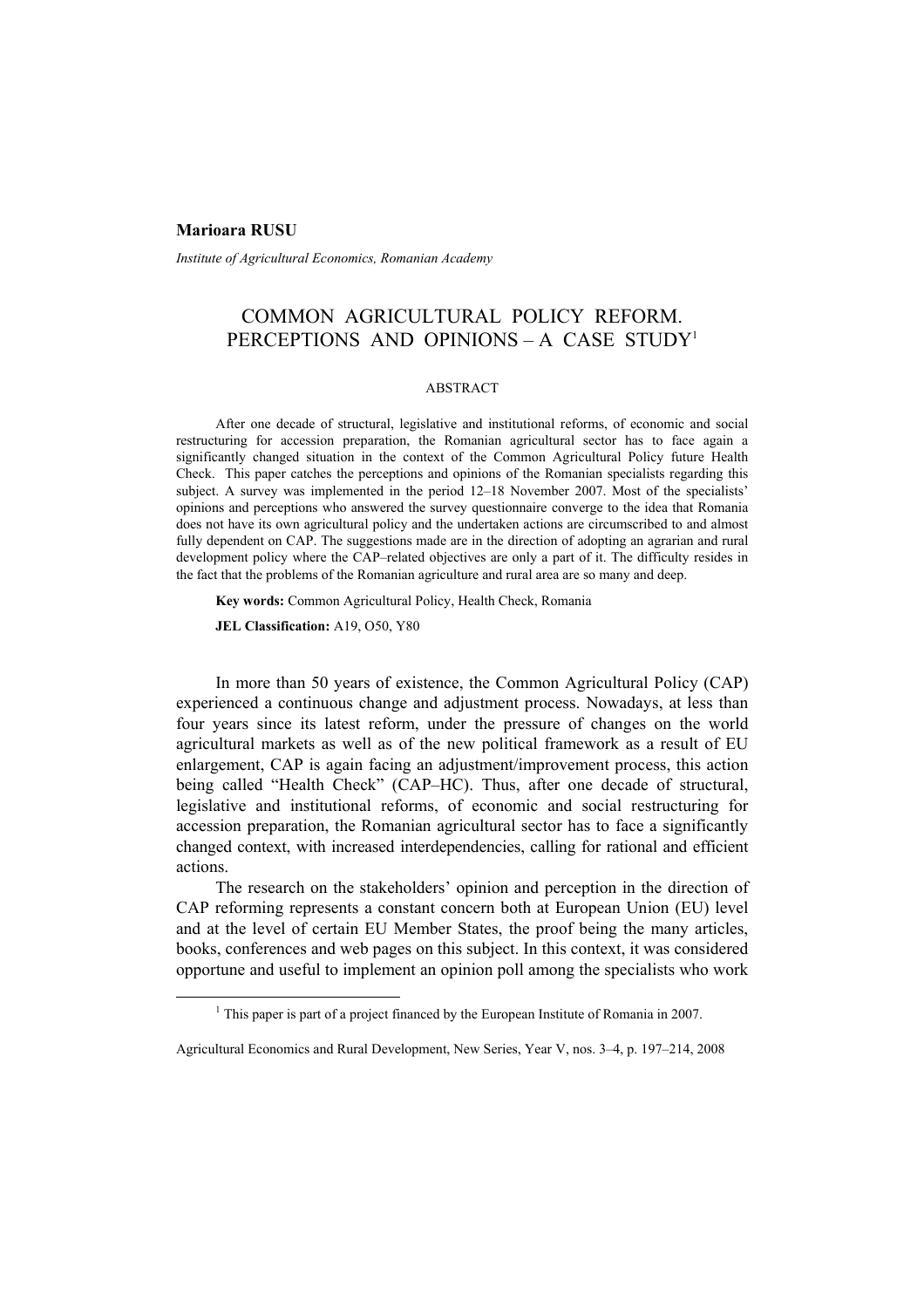**Marioara RUSU**

*Institute of Agricultural Economics, Romanian Academy*

# COMMON AGRICULTURAL POLICY REFORM. PERCEPTIONS AND OPINIONS – A CASE STUDY[1]

## ABSTRACT

After one decade of structural, legislative and institutional reforms, of economic and social restructuring for accession preparation, the Romanian agricultural sector has to face again a significantly changed situation in the context of the Common Agricultural Policy future Health Check. This paper catches the perceptions and opinions of the Romanian specialists regarding this subject. A survey was implemented in the period 12–18 November 2007. Most of the specialists' opinions and perceptions who answered the survey questionnaire converge to the idea that Romania does not have its own agricultural policy and the undertaken actions are circumscribed to and almost fully dependent on CAP. The suggestions made are in the direction of adopting an agrarian and rural development policy where the CAP–related objectives are only a part of it. The difficulty resides in the fact that the problems of the Romanian agriculture and rural area are so many and deep.

**Key words:** Common Agricultural Policy, Health Check, Romania

**JEL Classification:** A19, O50, Y80

In more than 50 years of existence, the Common Agricultural Policy (CAP) experienced a continuous change and adjustment process. Nowadays, at less than four years since its latest reform, under the pressure of changes on the world agricultural markets as well as of the new political framework as a result of EU enlargement, CAP is again facing an adjustment/improvement process, this action being called "Health Check" (CAP–HC). Thus, after one decade of structural, legislative and institutional reforms, of economic and social restructuring for accession preparation, the Romanian agricultural sector has to face a significantly changed context, with increased interdependencies, calling for rational and efficient actions.

The research on the stakeholders' opinion and perception in the direction of CAP reforming represents a constant concern both at European Union (EU) level and at the level of certain EU Member States, the proof being the many articles, books, conferences and web pages on this subject. In this context, it was considered opportune and useful to implement an opinion poll among the specialists who work

[1] This paper is part of a project financed by the European Institute of Romania in 2007.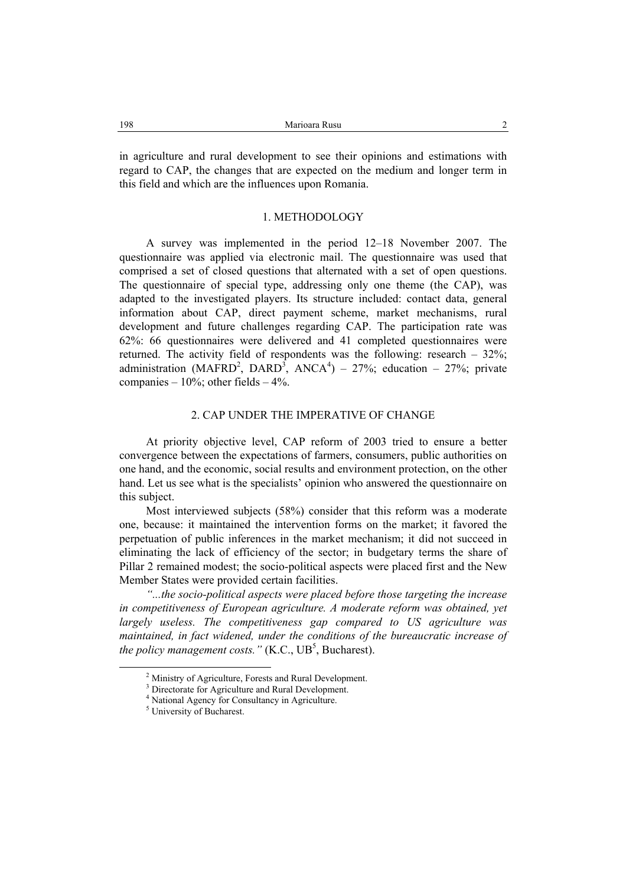in agriculture and rural development to see their opinions and estimations with regard to CAP, the changes that are expected on the medium and longer term in this field and which are the influences upon Romania.

## 1. METHODOLOGY

A survey was implemented in the period 12–18 November 2007. The questionnaire was applied via electronic mail. The questionnaire was used that comprised a set of closed questions that alternated with a set of open questions. The questionnaire of special type, addressing only one theme (the CAP), was adapted to the investigated players. Its structure included: contact data, general information about CAP, direct payment scheme, market mechanisms, rural development and future challenges regarding CAP. The participation rate was 62%: 66 questionnaires were delivered and 41 completed questionnaires were returned. The activity field of respondents was the following: research – 32%; administration (MAFRD[2], DARD[3], ANCA[4]) – 27%; education – 27%; private companies – 10%; other fields – 4%.

## 2. CAP UNDER THE IMPERATIVE OF CHANGE

At priority objective level, CAP reform of 2003 tried to ensure a better convergence between the expectations of farmers, consumers, public authorities on one hand, and the economic, social results and environment protection, on the other hand. Let us see what is the specialists' opinion who answered the questionnaire on this subject.

Most interviewed subjects (58%) consider that this reform was a moderate one, because: it maintained the intervention forms on the market; it favored the perpetuation of public inferences in the market mechanism; it did not succeed in eliminating the lack of efficiency of the sector; in budgetary terms the share of Pillar 2 remained modest; the socio-political aspects were placed first and the New Member States were provided certain facilities.

*"...the socio-political aspects were placed before those targeting the increase in competitiveness of European agriculture. A moderate reform was obtained, yet largely useless. The competitiveness gap compared to US agriculture was maintained, in fact widened, under the conditions of the bureaucratic increase of the policy management costs."* (K.C., UB[5], Bucharest).

---

[2] Ministry of Agriculture, Forests and Rural Development.

[3] Directorate for Agriculture and Rural Development.

[4] National Agency for Consultancy in Agriculture.

[5] University of Bucharest.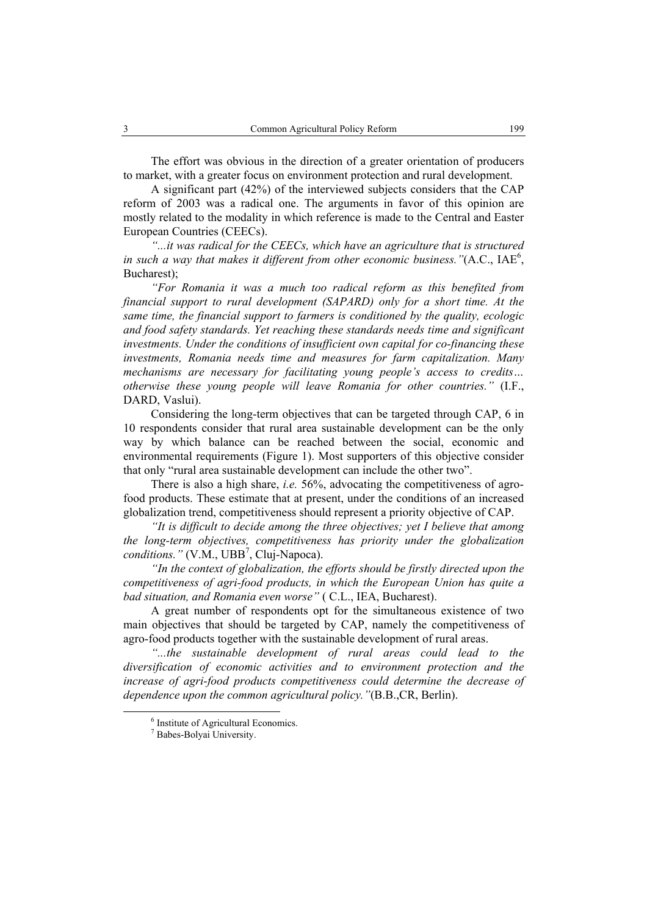The effort was obvious in the direction of a greater orientation of producers to market, with a greater focus on environment protection and rural development.

A significant part (42%) of the interviewed subjects considers that the CAP reform of 2003 was a radical one. The arguments in favor of this opinion are mostly related to the modality in which reference is made to the Central and Easter European Countries (CEECs).

*"...it was radical for the CEECs, which have an agriculture that is structured in such a way that makes it different from other economic business."*(A.C., IAE[6], Bucharest);

*"For Romania it was a much too radical reform as this benefited from financial support to rural development (SAPARD) only for a short time. At the same time, the financial support to farmers is conditioned by the quality, ecologic and food safety standards. Yet reaching these standards needs time and significant investments. Under the conditions of insufficient own capital for co-financing these investments, Romania needs time and measures for farm capitalization. Many mechanisms are necessary for facilitating young people's access to credits… otherwise these young people will leave Romania for other countries."* (I.F., DARD, Vaslui).

Considering the long-term objectives that can be targeted through CAP, 6 in 10 respondents consider that rural area sustainable development can be the only way by which balance can be reached between the social, economic and environmental requirements (Figure 1). Most supporters of this objective consider that only "rural area sustainable development can include the other two".

There is also a high share, *i.e.* 56%, advocating the competitiveness of agro-food products. These estimate that at present, under the conditions of an increased globalization trend, competitiveness should represent a priority objective of CAP.

*"It is difficult to decide among the three objectives; yet I believe that among the long-term objectives, competitiveness has priority under the globalization conditions."* (V.M., UBB[7], Cluj-Napoca).

*"In the context of globalization, the efforts should be firstly directed upon the competitiveness of agri-food products, in which the European Union has quite a bad situation, and Romania even worse"* ( C.L., IEA, Bucharest).

A great number of respondents opt for the simultaneous existence of two main objectives that should be targeted by CAP, namely the competitiveness of agro-food products together with the sustainable development of rural areas.

*"...the sustainable development of rural areas could lead to the diversification of economic activities and to environment protection and the increase of agri-food products competitiveness could determine the decrease of dependence upon the common agricultural policy."*(B.B.,CR, Berlin).

---

[6] Institute of Agricultural Economics.

[7] Babes-Bolyai University.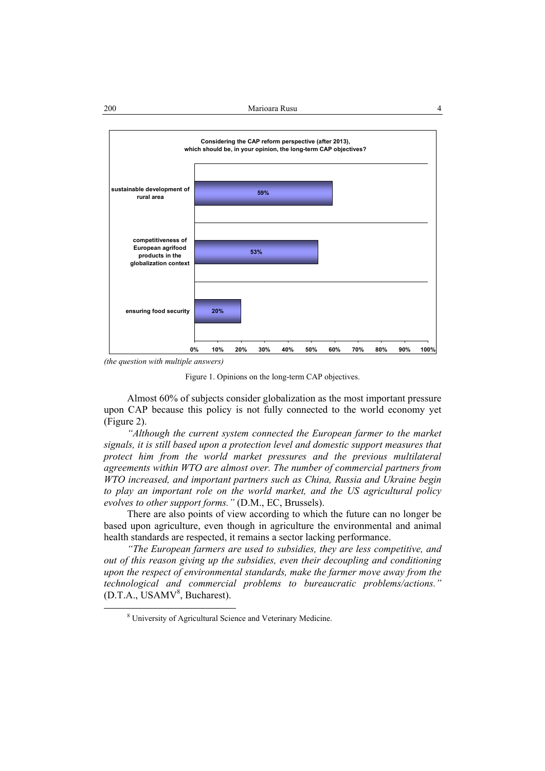**Considering the CAP reform perspective (after 2013), which should be, in your opinion, the long-term CAP objectives?**

| Objective | Share |
| --- | --- |
| sustainable development of rural area | 59% |
| competitiveness of European agrifood products in the globalization context | 53% |
| ensuring food security | 20% |

*(the question with multiple answers)*

Figure 1. Opinions on the long-term CAP objectives.

Almost 60% of subjects consider globalization as the most important pressure upon CAP because this policy is not fully connected to the world economy yet (Figure 2).

*"Although the current system connected the European farmer to the market signals, it is still based upon a protection level and domestic support measures that protect him from the world market pressures and the previous multilateral agreements within WTO are almost over. The number of commercial partners from WTO increased, and important partners such as China, Russia and Ukraine begin to play an important role on the world market, and the US agricultural policy evolves to other support forms."* (D.M., EC, Brussels).

There are also points of view according to which the future can no longer be based upon agriculture, even though in agriculture the environmental and animal health standards are respected, it remains a sector lacking performance.

*"The European farmers are used to subsidies, they are less competitive, and out of this reason giving up the subsidies, even their decoupling and conditioning upon the respect of environmental standards, make the farmer move away from the technological and commercial problems to bureaucratic problems/actions."* (D.T.A., USAMV[8], Bucharest).

[8] University of Agricultural Science and Veterinary Medicine.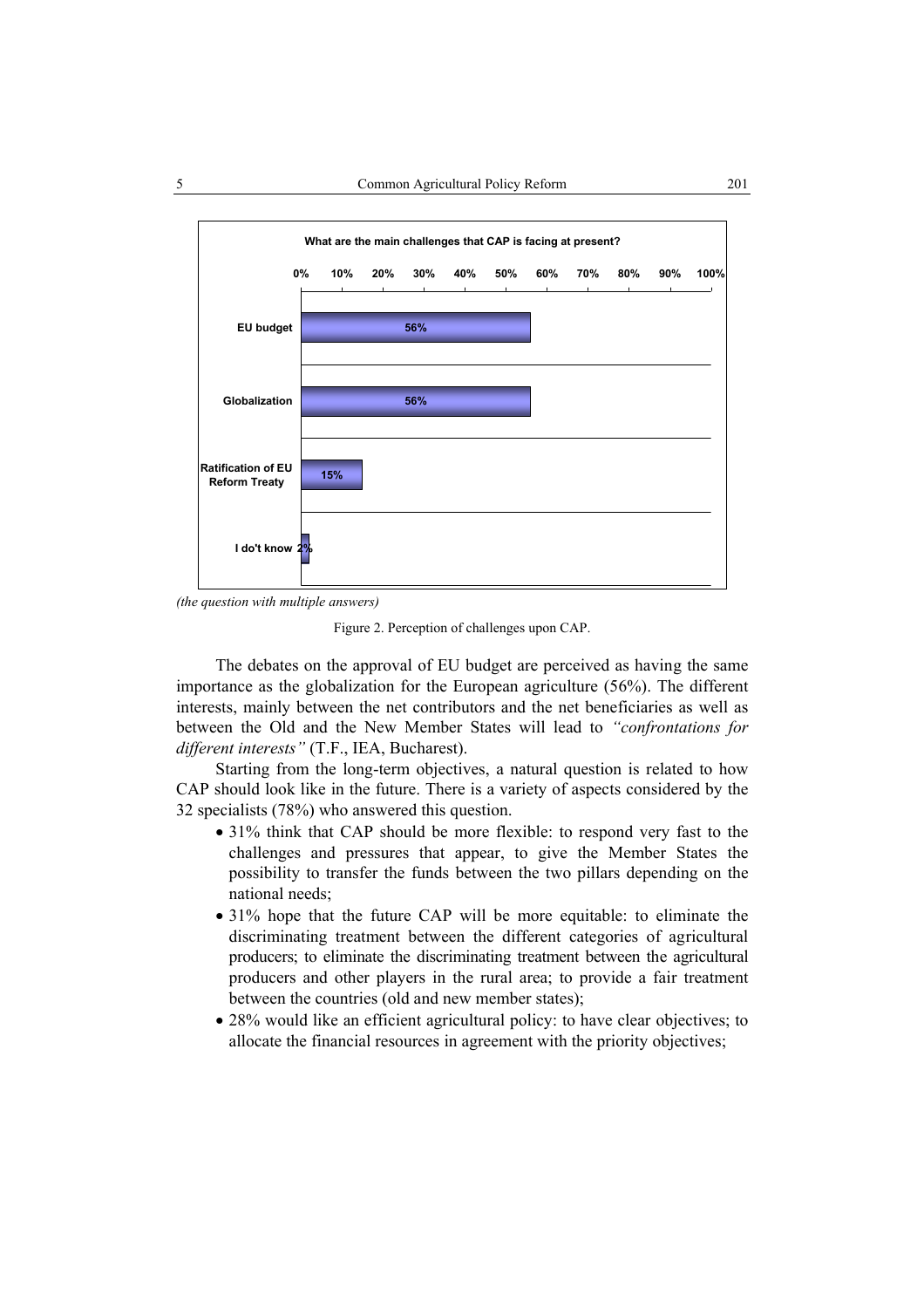**What are the main challenges that CAP is facing at present?**

| Challenge | % |
|---|---|
| EU budget | 56% |
| Globalization | 56% |
| Ratification of EU Reform Treaty | 15% |
| I don't know | 2% |

*(the question with multiple answers)*

Figure 2. Perception of challenges upon CAP.

The debates on the approval of EU budget are perceived as having the same importance as the globalization for the European agriculture (56%). The different interests, mainly between the net contributors and the net beneficiaries as well as between the Old and the New Member States will lead to *"confrontations for different interests"* (T.F., IEA, Bucharest).

Starting from the long-term objectives, a natural question is related to how CAP should look like in the future. There is a variety of aspects considered by the 32 specialists (78%) who answered this question.

- 31% think that CAP should be more flexible: to respond very fast to the challenges and pressures that appear, to give the Member States the possibility to transfer the funds between the two pillars depending on the national needs;
- 31% hope that the future CAP will be more equitable: to eliminate the discriminating treatment between the different categories of agricultural producers; to eliminate the discriminating treatment between the agricultural producers and other players in the rural area; to provide a fair treatment between the countries (old and new member states);
- 28% would like an efficient agricultural policy: to have clear objectives; to allocate the financial resources in agreement with the priority objectives;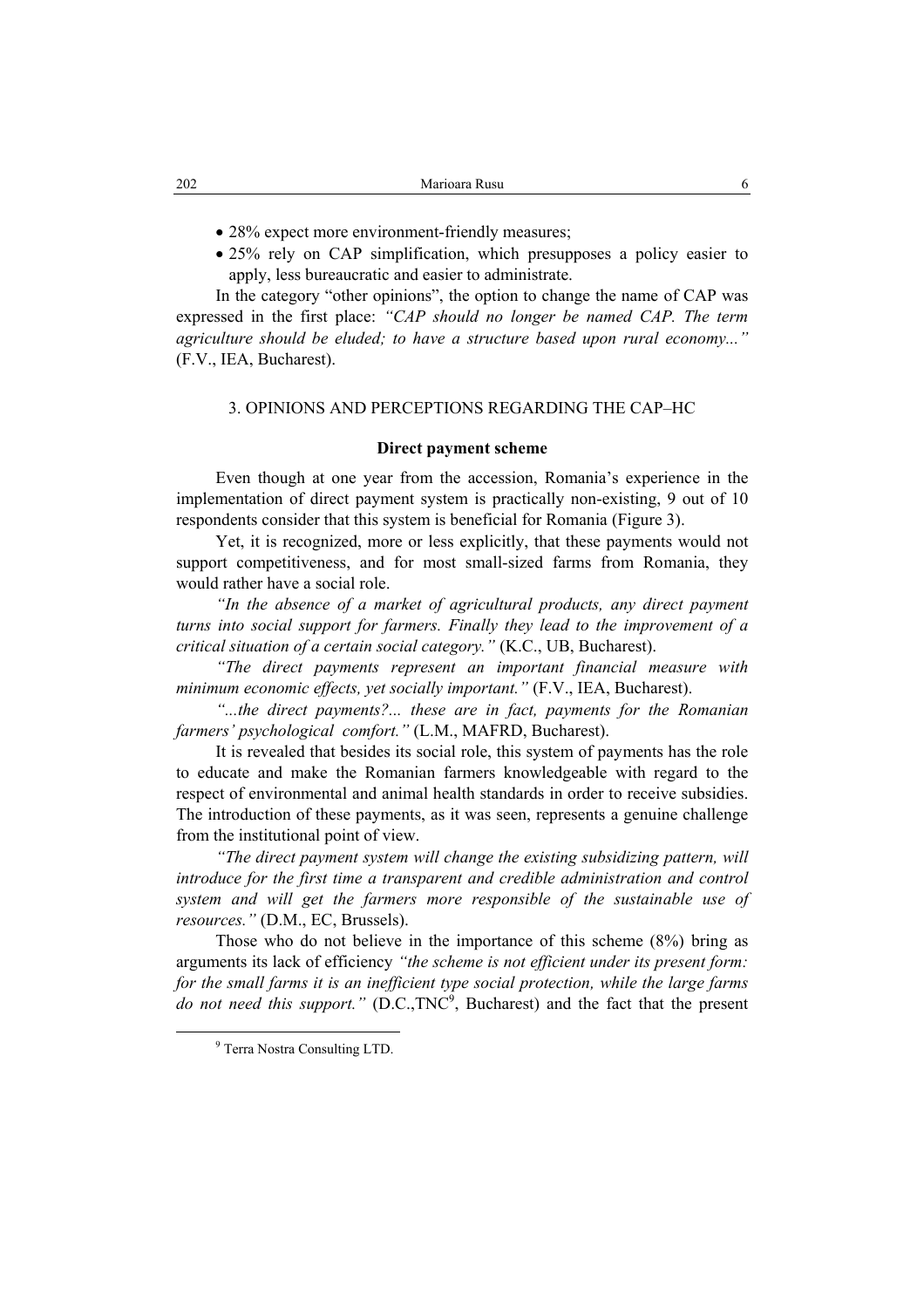- 28% expect more environment-friendly measures;
- 25% rely on CAP simplification, which presupposes a policy easier to apply, less bureaucratic and easier to administrate.

In the category "other opinions", the option to change the name of CAP was expressed in the first place: *"CAP should no longer be named CAP. The term agriculture should be eluded; to have a structure based upon rural economy..."* (F.V., IEA, Bucharest).

## 3. OPINIONS AND PERCEPTIONS REGARDING THE CAP–HC

### Direct payment scheme

Even though at one year from the accession, Romania's experience in the implementation of direct payment system is practically non-existing, 9 out of 10 respondents consider that this system is beneficial for Romania (Figure 3).

Yet, it is recognized, more or less explicitly, that these payments would not support competitiveness, and for most small-sized farms from Romania, they would rather have a social role.

*"In the absence of a market of agricultural products, any direct payment turns into social support for farmers. Finally they lead to the improvement of a critical situation of a certain social category."* (K.C., UB, Bucharest).

*"The direct payments represent an important financial measure with minimum economic effects, yet socially important."* (F.V., IEA, Bucharest).

*"...the direct payments?... these are in fact, payments for the Romanian farmers' psychological comfort."* (L.M., MAFRD, Bucharest).

It is revealed that besides its social role, this system of payments has the role to educate and make the Romanian farmers knowledgeable with regard to the respect of environmental and animal health standards in order to receive subsidies. The introduction of these payments, as it was seen, represents a genuine challenge from the institutional point of view.

*"The direct payment system will change the existing subsidizing pattern, will introduce for the first time a transparent and credible administration and control system and will get the farmers more responsible of the sustainable use of resources."* (D.M., EC, Brussels).

Those who do not believe in the importance of this scheme (8%) bring as arguments its lack of efficiency *"the scheme is not efficient under its present form: for the small farms it is an inefficient type social protection, while the large farms do not need this support."* (D.C.,TNC[9], Bucharest) and the fact that the present

[9] Terra Nostra Consulting LTD.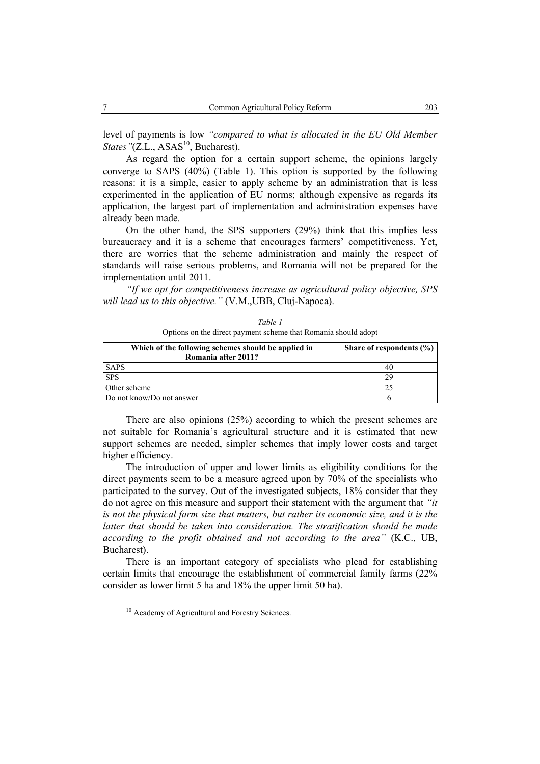level of payments is low *"compared to what is allocated in the EU Old Member States"*(Z.L., ASAS[10], Bucharest).

As regard the option for a certain support scheme, the opinions largely converge to SAPS (40%) (Table 1). This option is supported by the following reasons: it is a simple, easier to apply scheme by an administration that is less experimented in the application of EU norms; although expensive as regards its application, the largest part of implementation and administration expenses have already been made.

On the other hand, the SPS supporters (29%) think that this implies less bureaucracy and it is a scheme that encourages farmers' competitiveness. Yet, there are worries that the scheme administration and mainly the respect of standards will raise serious problems, and Romania will not be prepared for the implementation until 2011.

*"If we opt for competitiveness increase as agricultural policy objective, SPS will lead us to this objective."* (V.M.,UBB, Cluj-Napoca).

*Table 1*

Options on the direct payment scheme that Romania should adopt

| Which of the following schemes should be applied in Romania after 2011? | Share of respondents (%) |
|---|---|
| SAPS | 40 |
| SPS | 29 |
| Other scheme | 25 |
| Do not know/Do not answer | 6 |

There are also opinions (25%) according to which the present schemes are not suitable for Romania's agricultural structure and it is estimated that new support schemes are needed, simpler schemes that imply lower costs and target higher efficiency.

The introduction of upper and lower limits as eligibility conditions for the direct payments seem to be a measure agreed upon by 70% of the specialists who participated to the survey. Out of the investigated subjects, 18% consider that they do not agree on this measure and support their statement with the argument that *"it is not the physical farm size that matters, but rather its economic size, and it is the latter that should be taken into consideration. The stratification should be made according to the profit obtained and not according to the area"* (K.C., UB, Bucharest).

There is an important category of specialists who plead for establishing certain limits that encourage the establishment of commercial family farms (22% consider as lower limit 5 ha and 18% the upper limit 50 ha).

[10] Academy of Agricultural and Forestry Sciences.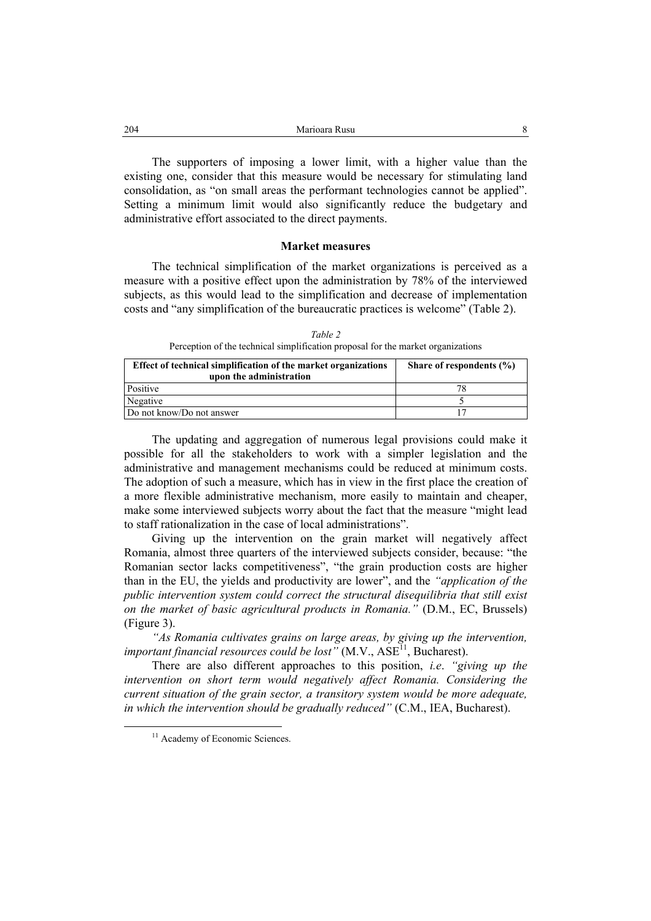The supporters of imposing a lower limit, with a higher value than the existing one, consider that this measure would be necessary for stimulating land consolidation, as "on small areas the performant technologies cannot be applied". Setting a minimum limit would also significantly reduce the budgetary and administrative effort associated to the direct payments.

### Market measures

The technical simplification of the market organizations is perceived as a measure with a positive effect upon the administration by 78% of the interviewed subjects, as this would lead to the simplification and decrease of implementation costs and "any simplification of the bureaucratic practices is welcome" (Table 2).

*Table 2*

Perception of the technical simplification proposal for the market organizations

| Effect of technical simplification of the market organizations upon the administration | Share of respondents (%) |
|---|---|
| Positive | 78 |
| Negative | 5 |
| Do not know/Do not answer | 17 |

The updating and aggregation of numerous legal provisions could make it possible for all the stakeholders to work with a simpler legislation and the administrative and management mechanisms could be reduced at minimum costs. The adoption of such a measure, which has in view in the first place the creation of a more flexible administrative mechanism, more easily to maintain and cheaper, make some interviewed subjects worry about the fact that the measure "might lead to staff rationalization in the case of local administrations".

Giving up the intervention on the grain market will negatively affect Romania, almost three quarters of the interviewed subjects consider, because: "the Romanian sector lacks competitiveness", "the grain production costs are higher than in the EU, the yields and productivity are lower", and the *"application of the public intervention system could correct the structural disequilibria that still exist on the market of basic agricultural products in Romania."* (D.M., EC, Brussels) (Figure 3).

*"As Romania cultivates grains on large areas, by giving up the intervention, important financial resources could be lost"* (M.V., ASE[11], Bucharest).

There are also different approaches to this position, *i.e*. *"giving up the intervention on short term would negatively affect Romania. Considering the current situation of the grain sector, a transitory system would be more adequate, in which the intervention should be gradually reduced"* (C.M., IEA, Bucharest).

[11] Academy of Economic Sciences.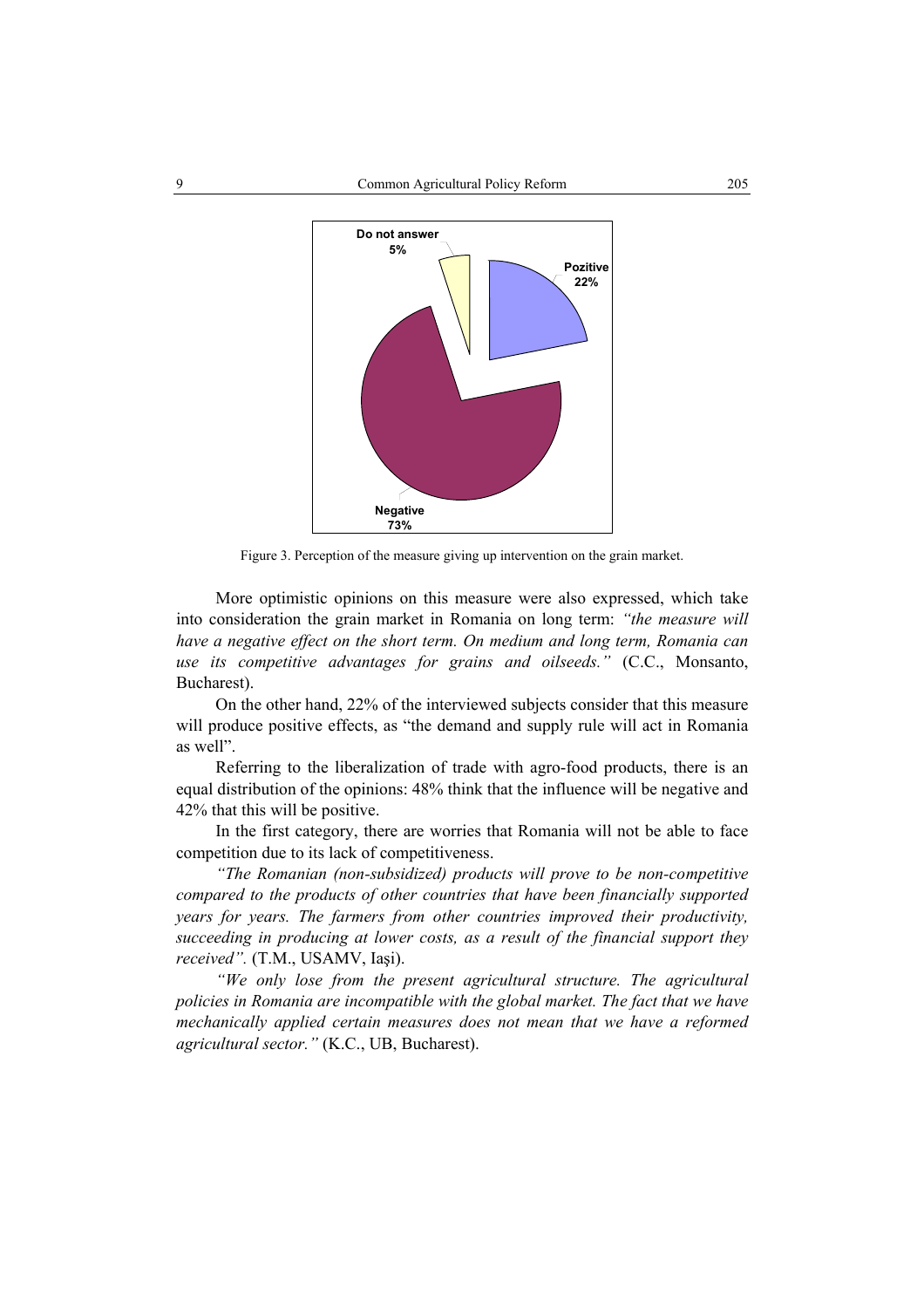Figure 3. Perception of the measure giving up intervention on the grain market.

More optimistic opinions on this measure were also expressed, which take into consideration the grain market in Romania on long term: *"the measure will have a negative effect on the short term. On medium and long term, Romania can use its competitive advantages for grains and oilseeds."* (C.C., Monsanto, Bucharest).

On the other hand, 22% of the interviewed subjects consider that this measure will produce positive effects, as "the demand and supply rule will act in Romania as well".

Referring to the liberalization of trade with agro-food products, there is an equal distribution of the opinions: 48% think that the influence will be negative and 42% that this will be positive.

In the first category, there are worries that Romania will not be able to face competition due to its lack of competitiveness.

*"The Romanian (non-subsidized) products will prove to be non-competitive compared to the products of other countries that have been financially supported years for years. The farmers from other countries improved their productivity, succeeding in producing at lower costs, as a result of the financial support they received".* (T.M., USAMV, Iaşi).

*"We only lose from the present agricultural structure. The agricultural policies in Romania are incompatible with the global market. The fact that we have mechanically applied certain measures does not mean that we have a reformed agricultural sector."* (K.C., UB, Bucharest).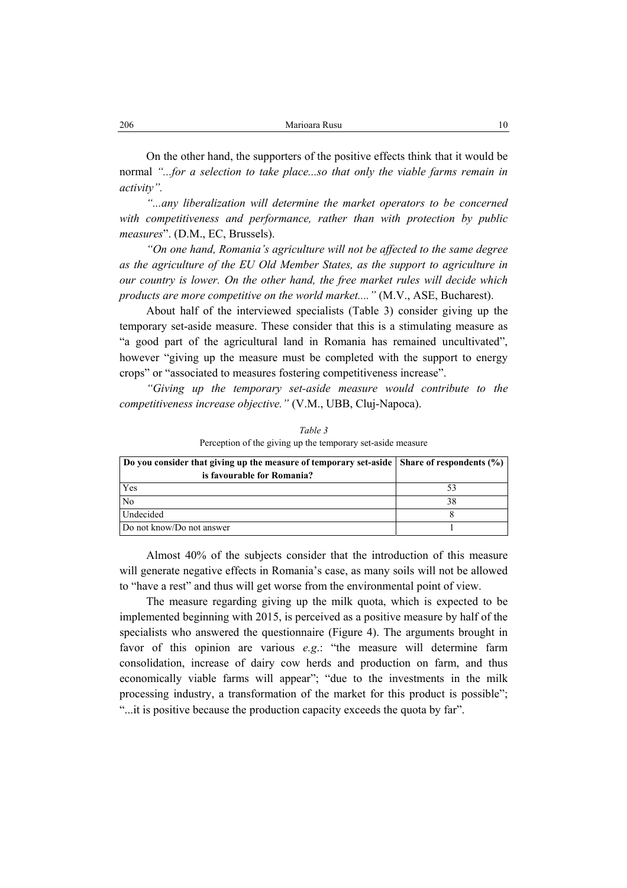On the other hand, the supporters of the positive effects think that it would be normal *"...for a selection to take place...so that only the viable farms remain in activity"*.

*"...any liberalization will determine the market operators to be concerned with competitiveness and performance, rather than with protection by public measures*". (D.M., EC, Brussels).

*"On one hand, Romania's agriculture will not be affected to the same degree as the agriculture of the EU Old Member States, as the support to agriculture in our country is lower. On the other hand, the free market rules will decide which products are more competitive on the world market...."* (M.V., ASE, Bucharest).

About half of the interviewed specialists (Table 3) consider giving up the temporary set-aside measure. These consider that this is a stimulating measure as "a good part of the agricultural land in Romania has remained uncultivated", however "giving up the measure must be completed with the support to energy crops" or "associated to measures fostering competitiveness increase".

*"Giving up the temporary set-aside measure would contribute to the competitiveness increase objective."* (V.M., UBB, Cluj-Napoca).

*Table 3*
Perception of the giving up the temporary set-aside measure

| Do you consider that giving up the measure of temporary set-aside is favourable for Romania? | Share of respondents (%) |
|---|---|
| Yes | 53 |
| No | 38 |
| Undecided | 8 |
| Do not know/Do not answer | 1 |

Almost 40% of the subjects consider that the introduction of this measure will generate negative effects in Romania's case, as many soils will not be allowed to "have a rest" and thus will get worse from the environmental point of view.

The measure regarding giving up the milk quota, which is expected to be implemented beginning with 2015, is perceived as a positive measure by half of the specialists who answered the questionnaire (Figure 4). The arguments brought in favor of this opinion are various *e.g.*: "the measure will determine farm consolidation, increase of dairy cow herds and production on farm, and thus economically viable farms will appear"; "due to the investments in the milk processing industry, a transformation of the market for this product is possible"; "...it is positive because the production capacity exceeds the quota by far".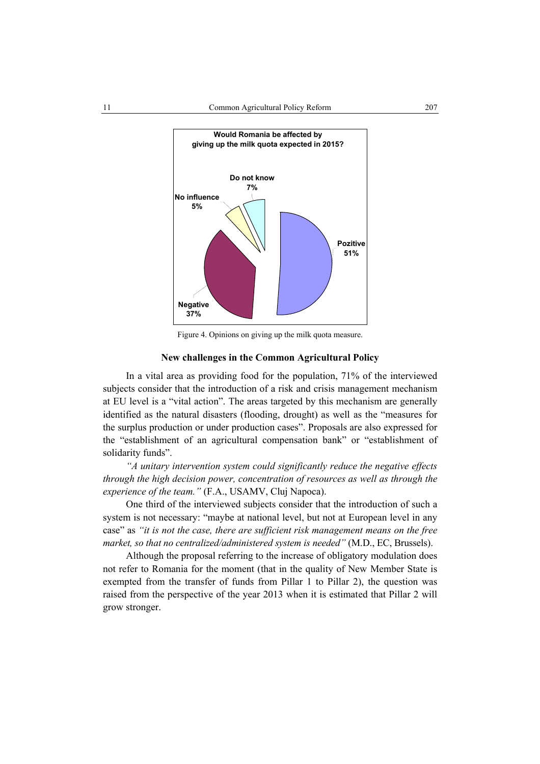Figure 4. Opinions on giving up the milk quota measure.

### New challenges in the Common Agricultural Policy

In a vital area as providing food for the population, 71% of the interviewed subjects consider that the introduction of a risk and crisis management mechanism at EU level is a "vital action". The areas targeted by this mechanism are generally identified as the natural disasters (flooding, drought) as well as the "measures for the surplus production or under production cases". Proposals are also expressed for the "establishment of an agricultural compensation bank" or "establishment of solidarity funds".

*"A unitary intervention system could significantly reduce the negative effects through the high decision power, concentration of resources as well as through the experience of the team."* (F.A., USAMV, Cluj Napoca).

One third of the interviewed subjects consider that the introduction of such a system is not necessary: "maybe at national level, but not at European level in any case" as *"it is not the case, there are sufficient risk management means on the free market, so that no centralized/administered system is needed"* (M.D., EC, Brussels).

Although the proposal referring to the increase of obligatory modulation does not refer to Romania for the moment (that in the quality of New Member State is exempted from the transfer of funds from Pillar 1 to Pillar 2), the question was raised from the perspective of the year 2013 when it is estimated that Pillar 2 will grow stronger.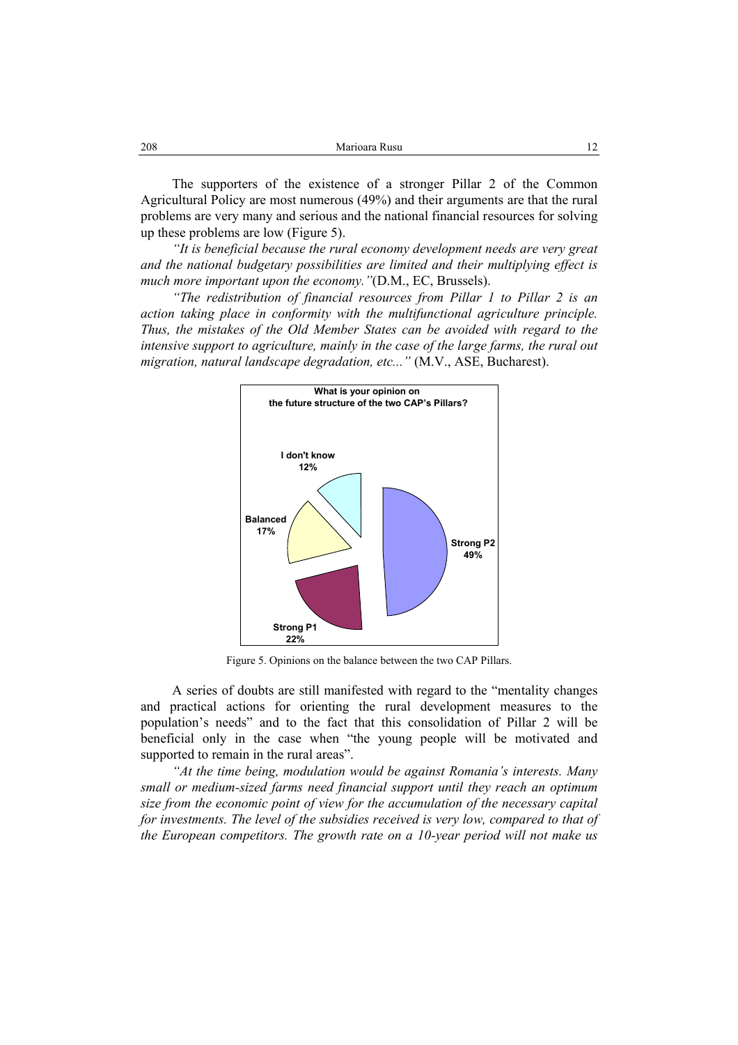The supporters of the existence of a stronger Pillar 2 of the Common Agricultural Policy are most numerous (49%) and their arguments are that the rural problems are very many and serious and the national financial resources for solving up these problems are low (Figure 5).

*"It is beneficial because the rural economy development needs are very great and the national budgetary possibilities are limited and their multiplying effect is much more important upon the economy."*(D.M., EC, Brussels).

*"The redistribution of financial resources from Pillar 1 to Pillar 2 is an action taking place in conformity with the multifunctional agriculture principle. Thus, the mistakes of the Old Member States can be avoided with regard to the intensive support to agriculture, mainly in the case of the large farms, the rural out migration, natural landscape degradation, etc..."* (M.V., ASE, Bucharest).

**What is your opinion on the future structure of the two CAP's Pillars?**

| Opinion | Share |
| --- | --- |
| Strong P2 | 49% |
| Strong P1 | 22% |
| Balanced | 17% |
| I don't know | 12% |

Figure 5. Opinions on the balance between the two CAP Pillars.

A series of doubts are still manifested with regard to the "mentality changes and practical actions for orienting the rural development measures to the population's needs" and to the fact that this consolidation of Pillar 2 will be beneficial only in the case when "the young people will be motivated and supported to remain in the rural areas".

*"At the time being, modulation would be against Romania's interests. Many small or medium-sized farms need financial support until they reach an optimum size from the economic point of view for the accumulation of the necessary capital for investments. The level of the subsidies received is very low, compared to that of the European competitors. The growth rate on a 10-year period will not make us*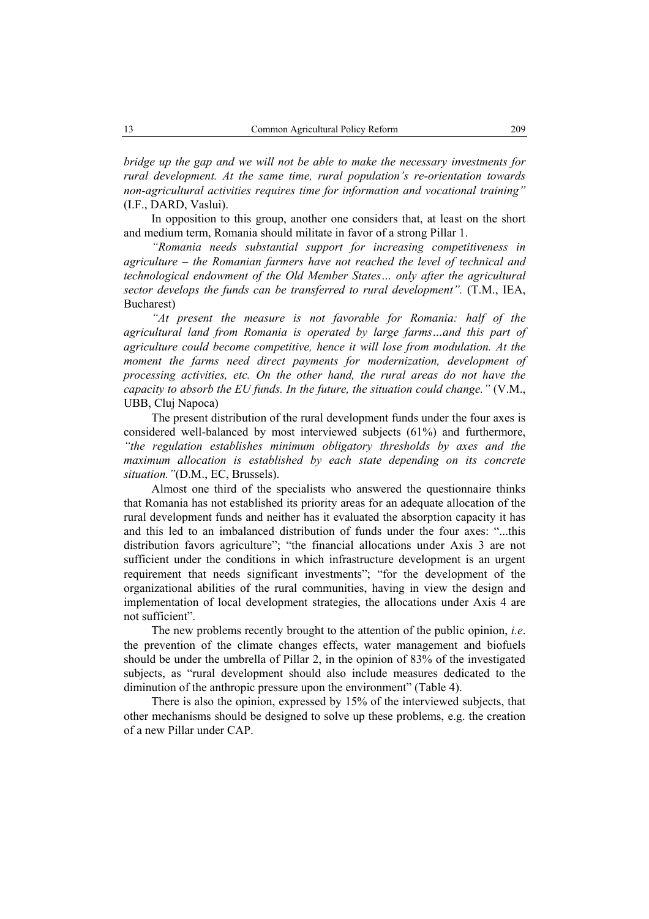*bridge up the gap and we will not be able to make the necessary investments for rural development. At the same time, rural population's re-orientation towards non-agricultural activities requires time for information and vocational training"* (I.F., DARD, Vaslui).

In opposition to this group, another one considers that, at least on the short and medium term, Romania should militate in favor of a strong Pillar 1.

*"Romania needs substantial support for increasing competitiveness in agriculture – the Romanian farmers have not reached the level of technical and technological endowment of the Old Member States… only after the agricultural sector develops the funds can be transferred to rural development".* (T.M., IEA, Bucharest)

*"At present the measure is not favorable for Romania: half of the agricultural land from Romania is operated by large farms…and this part of agriculture could become competitive, hence it will lose from modulation. At the moment the farms need direct payments for modernization, development of processing activities, etc. On the other hand, the rural areas do not have the capacity to absorb the EU funds. In the future, the situation could change."* (V.M., UBB, Cluj Napoca)

The present distribution of the rural development funds under the four axes is considered well-balanced by most interviewed subjects (61%) and furthermore, *"the regulation establishes minimum obligatory thresholds by axes and the maximum allocation is established by each state depending on its concrete situation."*(D.M., EC, Brussels).

Almost one third of the specialists who answered the questionnaire thinks that Romania has not established its priority areas for an adequate allocation of the rural development funds and neither has it evaluated the absorption capacity it has and this led to an imbalanced distribution of funds under the four axes: "...this distribution favors agriculture"; "the financial allocations under Axis 3 are not sufficient under the conditions in which infrastructure development is an urgent requirement that needs significant investments"; "for the development of the organizational abilities of the rural communities, having in view the design and implementation of local development strategies, the allocations under Axis 4 are not sufficient".

The new problems recently brought to the attention of the public opinion, *i.e*. the prevention of the climate changes effects, water management and biofuels should be under the umbrella of Pillar 2, in the opinion of 83% of the investigated subjects, as "rural development should also include measures dedicated to the diminution of the anthropic pressure upon the environment" (Table 4).

There is also the opinion, expressed by 15% of the interviewed subjects, that other mechanisms should be designed to solve up these problems, e.g. the creation of a new Pillar under CAP.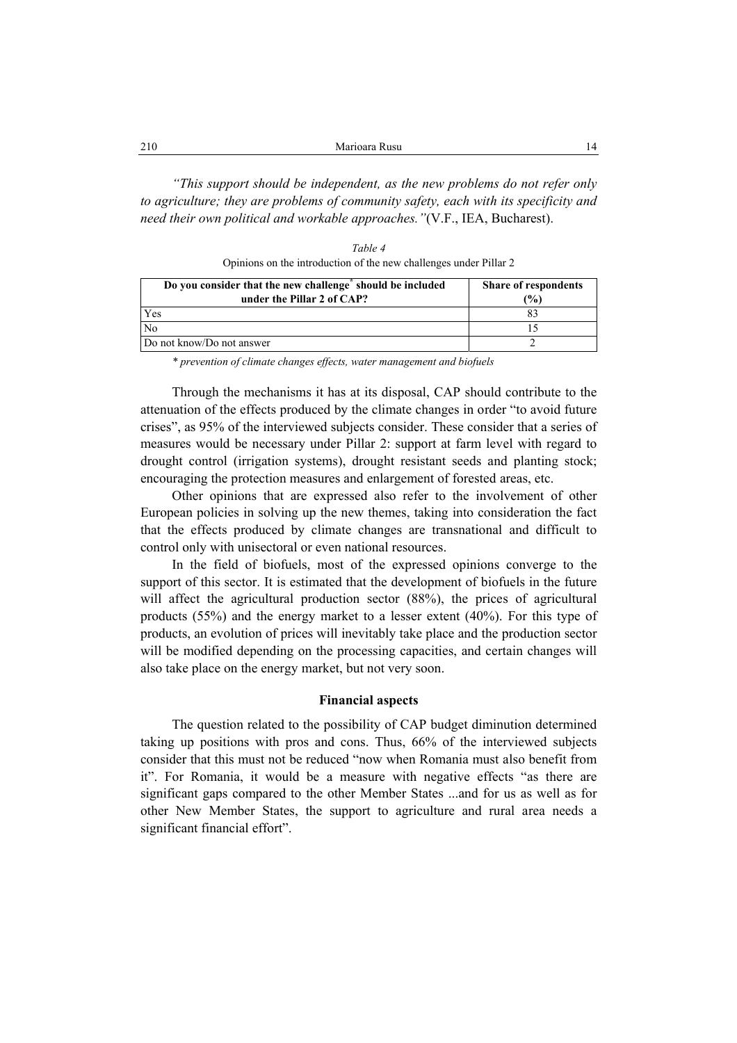*"This support should be independent, as the new problems do not refer only to agriculture; they are problems of community safety, each with its specificity and need their own political and workable approaches."*(V.F., IEA, Bucharest).

*Table 4*

Opinions on the introduction of the new challenges under Pillar 2

| Do you consider that the new challenge* should be included under the Pillar 2 of CAP? | Share of respondents (%) |
|---|---|
| Yes | 83 |
| No | 15 |
| Do not know/Do not answer | 2 |

\* *prevention of climate changes effects, water management and biofuels*

Through the mechanisms it has at its disposal, CAP should contribute to the attenuation of the effects produced by the climate changes in order "to avoid future crises", as 95% of the interviewed subjects consider. These consider that a series of measures would be necessary under Pillar 2: support at farm level with regard to drought control (irrigation systems), drought resistant seeds and planting stock; encouraging the protection measures and enlargement of forested areas, etc.

Other opinions that are expressed also refer to the involvement of other European policies in solving up the new themes, taking into consideration the fact that the effects produced by climate changes are transnational and difficult to control only with unisectoral or even national resources.

In the field of biofuels, most of the expressed opinions converge to the support of this sector. It is estimated that the development of biofuels in the future will affect the agricultural production sector (88%), the prices of agricultural products (55%) and the energy market to a lesser extent (40%). For this type of products, an evolution of prices will inevitably take place and the production sector will be modified depending on the processing capacities, and certain changes will also take place on the energy market, but not very soon.

### Financial aspects

The question related to the possibility of CAP budget diminution determined taking up positions with pros and cons. Thus, 66% of the interviewed subjects consider that this must not be reduced "now when Romania must also benefit from it". For Romania, it would be a measure with negative effects "as there are significant gaps compared to the other Member States ...and for us as well as for other New Member States, the support to agriculture and rural area needs a significant financial effort".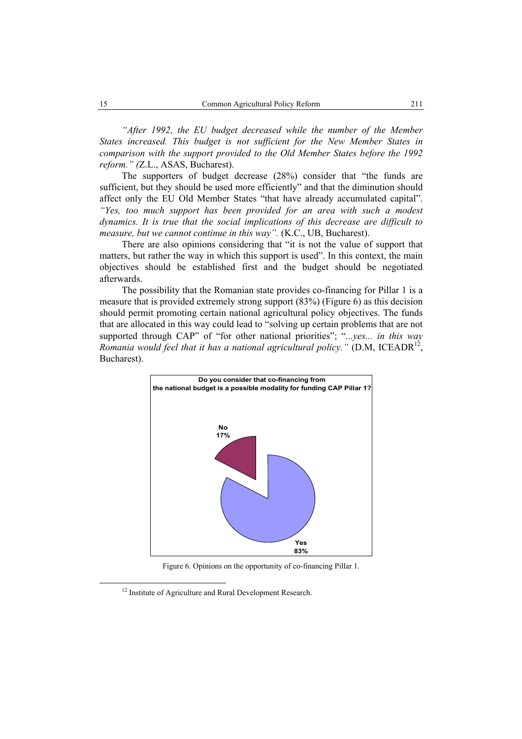*"After 1992, the EU budget decreased while the number of the Member States increased. This budget is not sufficient for the New Member States in comparison with the support provided to the Old Member States before the 1992 reform." (*Z.L., ASAS, Bucharest).

The supporters of budget decrease (28%) consider that "the funds are sufficient, but they should be used more efficiently" and that the diminution should affect only the EU Old Member States "that have already accumulated capital". *"Yes, too much support has been provided for an area with such a modest dynamics. It is true that the social implications of this decrease are difficult to measure, but we cannot continue in this way".* (K.C., UB, Bucharest).

There are also opinions considering that "it is not the value of support that matters, but rather the way in which this support is used". In this context, the main objectives should be established first and the budget should be negotiated afterwards.

The possibility that the Romanian state provides co-financing for Pillar 1 is a measure that is provided extremely strong support (83%) (Figure 6) as this decision should permit promoting certain national agricultural policy objectives. The funds that are allocated in this way could lead to "solving up certain problems that are not supported through CAP" of "for other national priorities"; "*...yes... in this way Romania would feel that it has a national agricultural policy."* (D.M, ICEADR[12], Bucharest).

**Do you consider that co-financing from the national budget is a possible modality for funding CAP Pillar 1?**

No 17%

Yes 83%

Figure 6. Opinions on the opportunity of co-financing Pillar 1.

[12] Institute of Agriculture and Rural Development Research.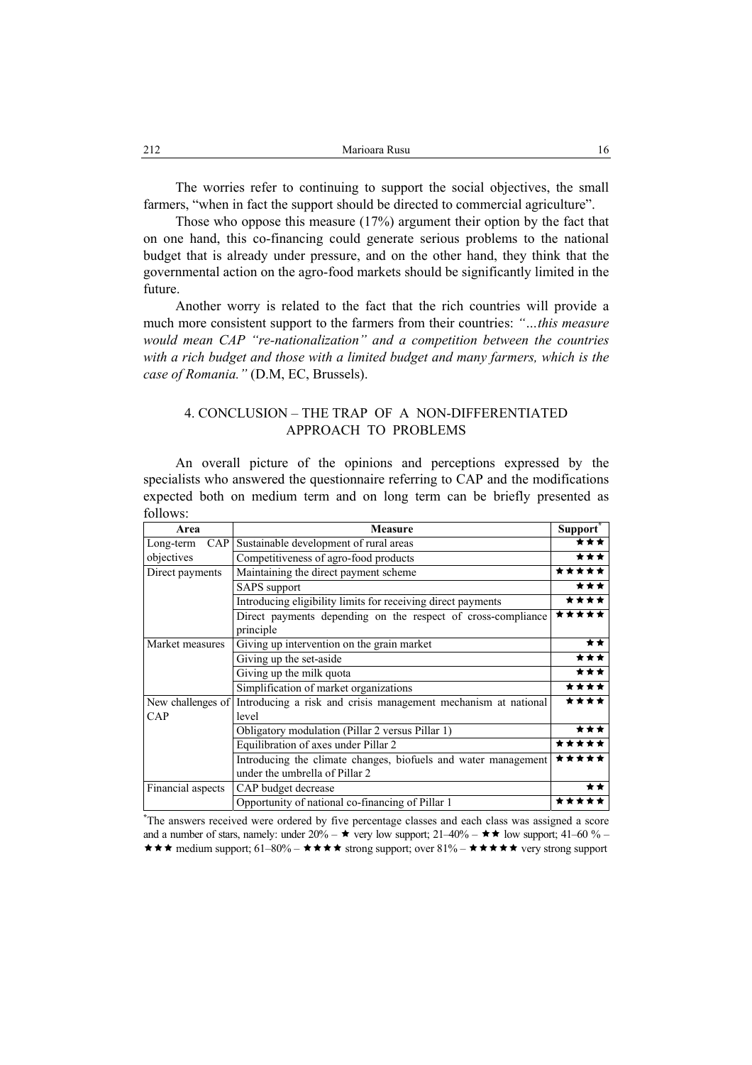The worries refer to continuing to support the social objectives, the small farmers, "when in fact the support should be directed to commercial agriculture".

Those who oppose this measure (17%) argument their option by the fact that on one hand, this co-financing could generate serious problems to the national budget that is already under pressure, and on the other hand, they think that the governmental action on the agro-food markets should be significantly limited in the future.

Another worry is related to the fact that the rich countries will provide a much more consistent support to the farmers from their countries: *"…this measure would mean CAP "re-nationalization" and a competition between the countries with a rich budget and those with a limited budget and many farmers, which is the case of Romania."* (D.M, EC, Brussels).

## 4. CONCLUSION – THE TRAP OF A NON-DIFFERENTIATED APPROACH TO PROBLEMS

An overall picture of the opinions and perceptions expressed by the specialists who answered the questionnaire referring to CAP and the modifications expected both on medium term and on long term can be briefly presented as follows:

| Area | Measure | Support* |
|---|---|---|
| Long-term CAP objectives | Sustainable development of rural areas | ★★★ |
| | Competitiveness of agro-food products | ★★★ |
| Direct payments | Maintaining the direct payment scheme | ★★★★★ |
| | SAPS support | ★★★ |
| | Introducing eligibility limits for receiving direct payments | ★★★★ |
| | Direct payments depending on the respect of cross-compliance principle | ★★★★★ |
| Market measures | Giving up intervention on the grain market | ★★ |
| | Giving up the set-aside | ★★★ |
| | Giving up the milk quota | ★★★ |
| | Simplification of market organizations | ★★★★ |
| New challenges of CAP | Introducing a risk and crisis management mechanism at national level | ★★★★ |
| | Obligatory modulation (Pillar 2 versus Pillar 1) | ★★★ |
| | Equilibration of axes under Pillar 2 | ★★★★★ |
| | Introducing the climate changes, biofuels and water management under the umbrella of Pillar 2 | ★★★★★ |
| Financial aspects | CAP budget decrease | ★★ |
| | Opportunity of national co-financing of Pillar 1 | ★★★★★ |

*The answers received were ordered by five percentage classes and each class was assigned a score and a number of stars, namely: under 20% – ★ very low support; 21–40% – ★★ low support; 41–60 % – ★★★ medium support; 61–80% – ★★★★ strong support; over 81% – ★★★★★ very strong support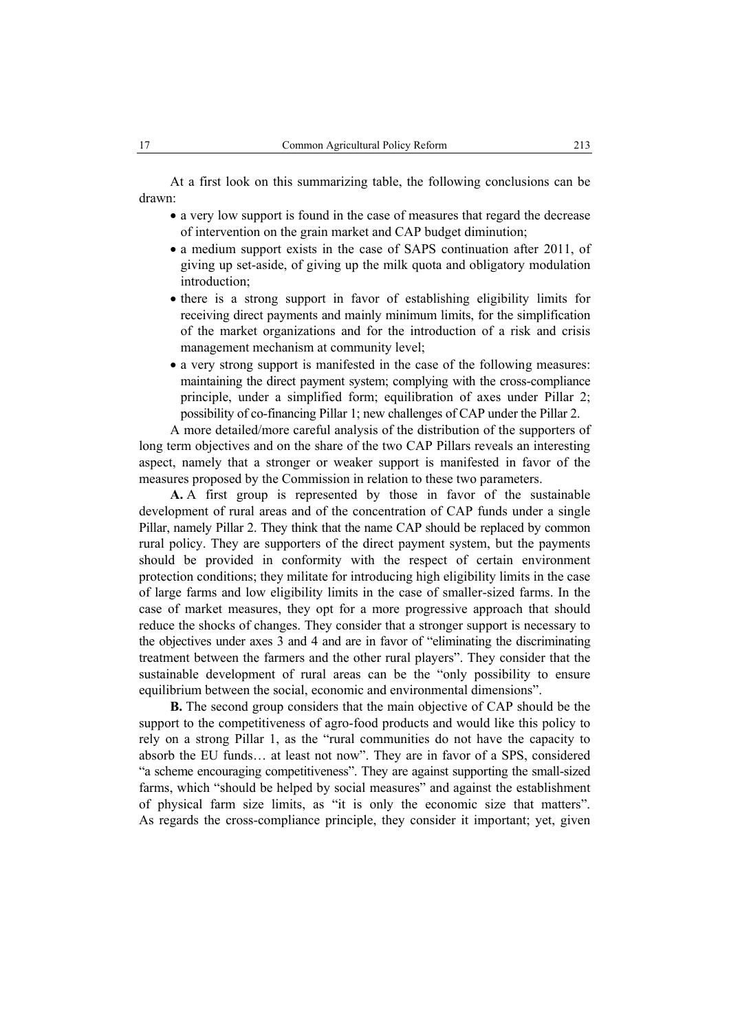At a first look on this summarizing table, the following conclusions can be drawn:

- a very low support is found in the case of measures that regard the decrease of intervention on the grain market and CAP budget diminution;
- a medium support exists in the case of SAPS continuation after 2011, of giving up set-aside, of giving up the milk quota and obligatory modulation introduction;
- there is a strong support in favor of establishing eligibility limits for receiving direct payments and mainly minimum limits, for the simplification of the market organizations and for the introduction of a risk and crisis management mechanism at community level;
- a very strong support is manifested in the case of the following measures: maintaining the direct payment system; complying with the cross-compliance principle, under a simplified form; equilibration of axes under Pillar 2; possibility of co-financing Pillar 1; new challenges of CAP under the Pillar 2.

A more detailed/more careful analysis of the distribution of the supporters of long term objectives and on the share of the two CAP Pillars reveals an interesting aspect, namely that a stronger or weaker support is manifested in favor of the measures proposed by the Commission in relation to these two parameters.

**A.** A first group is represented by those in favor of the sustainable development of rural areas and of the concentration of CAP funds under a single Pillar, namely Pillar 2. They think that the name CAP should be replaced by common rural policy. They are supporters of the direct payment system, but the payments should be provided in conformity with the respect of certain environment protection conditions; they militate for introducing high eligibility limits in the case of large farms and low eligibility limits in the case of smaller-sized farms. In the case of market measures, they opt for a more progressive approach that should reduce the shocks of changes. They consider that a stronger support is necessary to the objectives under axes 3 and 4 and are in favor of "eliminating the discriminating treatment between the farmers and the other rural players". They consider that the sustainable development of rural areas can be the "only possibility to ensure equilibrium between the social, economic and environmental dimensions".

**B.** The second group considers that the main objective of CAP should be the support to the competitiveness of agro-food products and would like this policy to rely on a strong Pillar 1, as the "rural communities do not have the capacity to absorb the EU funds… at least not now". They are in favor of a SPS, considered "a scheme encouraging competitiveness". They are against supporting the small-sized farms, which "should be helped by social measures" and against the establishment of physical farm size limits, as "it is only the economic size that matters". As regards the cross-compliance principle, they consider it important; yet, given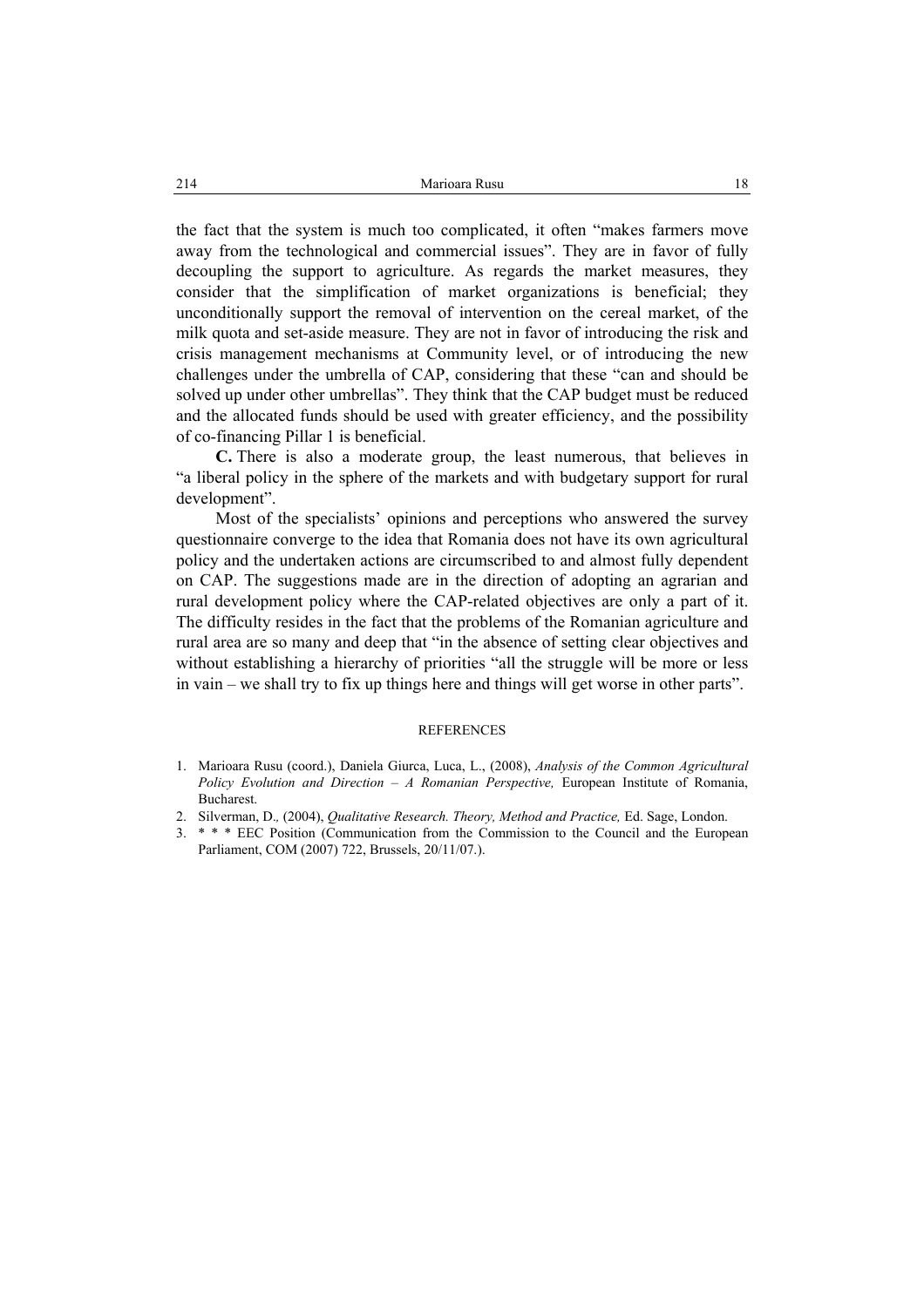the fact that the system is much too complicated, it often "makes farmers move away from the technological and commercial issues". They are in favor of fully decoupling the support to agriculture. As regards the market measures, they consider that the simplification of market organizations is beneficial; they unconditionally support the removal of intervention on the cereal market, of the milk quota and set-aside measure. They are not in favor of introducing the risk and crisis management mechanisms at Community level, or of introducing the new challenges under the umbrella of CAP, considering that these "can and should be solved up under other umbrellas". They think that the CAP budget must be reduced and the allocated funds should be used with greater efficiency, and the possibility of co-financing Pillar 1 is beneficial.

**C.** There is also a moderate group, the least numerous, that believes in "a liberal policy in the sphere of the markets and with budgetary support for rural development".

Most of the specialists' opinions and perceptions who answered the survey questionnaire converge to the idea that Romania does not have its own agricultural policy and the undertaken actions are circumscribed to and almost fully dependent on CAP. The suggestions made are in the direction of adopting an agrarian and rural development policy where the CAP-related objectives are only a part of it. The difficulty resides in the fact that the problems of the Romanian agriculture and rural area are so many and deep that "in the absence of setting clear objectives and without establishing a hierarchy of priorities "all the struggle will be more or less in vain – we shall try to fix up things here and things will get worse in other parts".

## REFERENCES

1. Marioara Rusu (coord.), Daniela Giurca, Luca, L., (2008), *Analysis of the Common Agricultural Policy Evolution and Direction – A Romanian Perspective,* European Institute of Romania, Bucharest.
2. Silverman, D., (2004), *Qualitative Research. Theory, Method and Practice,* Ed. Sage, London.
3. * * * EEC Position (Communication from the Commission to the Council and the European Parliament, COM (2007) 722, Brussels, 20/11/07.).